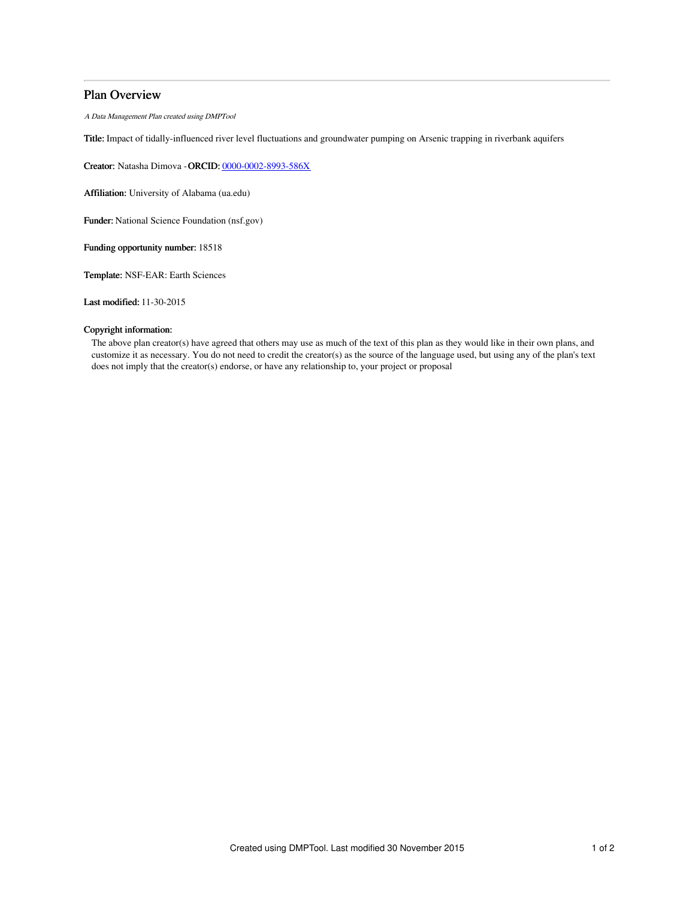# Plan Overview

*A Data Management Plan created using DMPTool*

**Title:** Impact of tidally-influenced river level fluctuations and groundwater pumping on Arsenic trapping in riverbank aquifers

**Creator:** Natasha Dimova - **ORCID:** 0000-0002-8993-586X

**Affiliation:** University of Alabama (ua.edu)

**Funder:** National Science Foundation (nsf.gov)

**Funding opportunity number:** 18518

**Template:** NSF-EAR: Earth Sciences

**Last modified:** 11-30-2015

**Copyright information:**

The above plan creator(s) have agreed that others may use as much of the text of this plan as they would like in their own plans, and customize it as necessary. You do not need to credit the creator(s) as the source of the language used, but using any of the plan's text does not imply that the creator(s) endorse, or have any relationship to, your project or proposal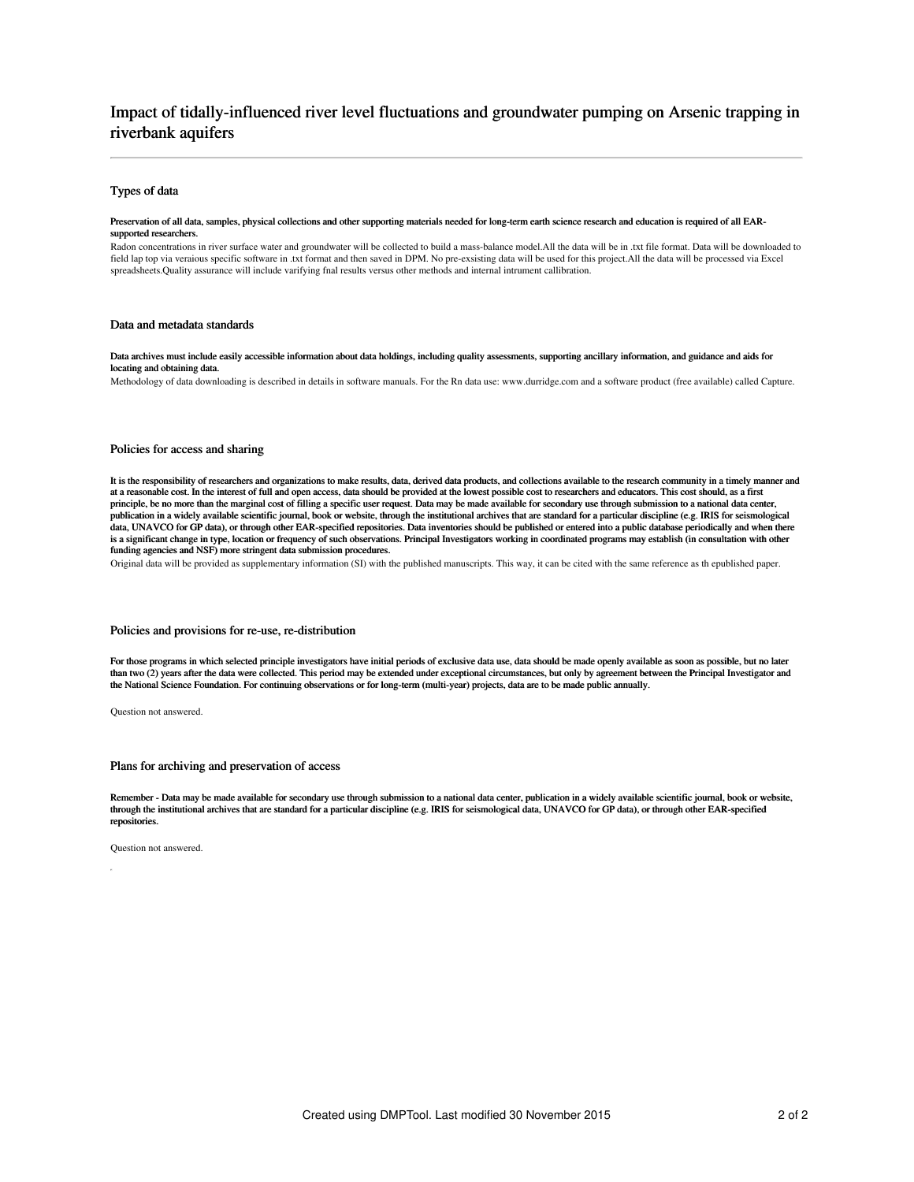# Impact of tidally-influenced river level fluctuations and groundwater pumping on Arsenic trapping in riverbank aquifers

## Types of data

**Preservation of all data, samples, physical collections and other supporting materials needed for long-term earth science research and education is required of all EAR-supported researchers.**

Radon concentrations in river surface water and groundwater will be collected to build a mass-balance model.All the data will be in .txt file format. Data will be downloaded to field lap top via veraious specific software in .txt format and then saved in DPM. No pre-exsisting data will be used for this project.All the data will be processed via Excel spreadsheets.Quality assurance will include varifying fnal results versus other methods and internal intrument callibration.

## Data and metadata standards

**Data archives must include easily accessible information about data holdings, including quality assessments, supporting ancillary information, and guidance and aids for locating and obtaining data.**

Methodology of data downloading is described in details in software manuals. For the Rn data use: www.durridge.com and a software product (free available) called Capture.

## Policies for access and sharing

**It is the responsibility of researchers and organizations to make results, data, derived data products, and collections available to the research community in a timely manner and at a reasonable cost. In the interest of full and open access, data should be provided at the lowest possible cost to researchers and educators. This cost should, as a first principle, be no more than the marginal cost of filling a specific user request. Data may be made available for secondary use through submission to a national data center, publication in a widely available scientific journal, book or website, through the institutional archives that are standard for a particular discipline (e.g. IRIS for seismological data, UNAVCO for GP data), or through other EAR-specified repositories. Data inventories should be published or entered into a public database periodically and when there is a significant change in type, location or frequency of such observations. Principal Investigators working in coordinated programs may establish (in consultation with other funding agencies and NSF) more stringent data submission procedures.**

Original data will be provided as supplementary information (SI) with the published manuscripts. This way, it can be cited with the same reference as th epublished paper.

## Policies and provisions for re-use, re-distribution

**For those programs in which selected principle investigators have initial periods of exclusive data use, data should be made openly available as soon as possible, but no later than two (2) years after the data were collected. This period may be extended under exceptional circumstances, but only by agreement between the Principal Investigator and the National Science Foundation. For continuing observations or for long-term (multi-year) projects, data are to be made public annually.**

Question not answered.

## Plans for archiving and preservation of access

**Remember - Data may be made available for secondary use through submission to a national data center, publication in a widely available scientific journal, book or website, through the institutional archives that are standard for a particular discipline (e.g. IRIS for seismological data, UNAVCO for GP data), or through other EAR-specified repositories.**

Question not answered.

Created using DMPTool. Last modified 30 November 2015